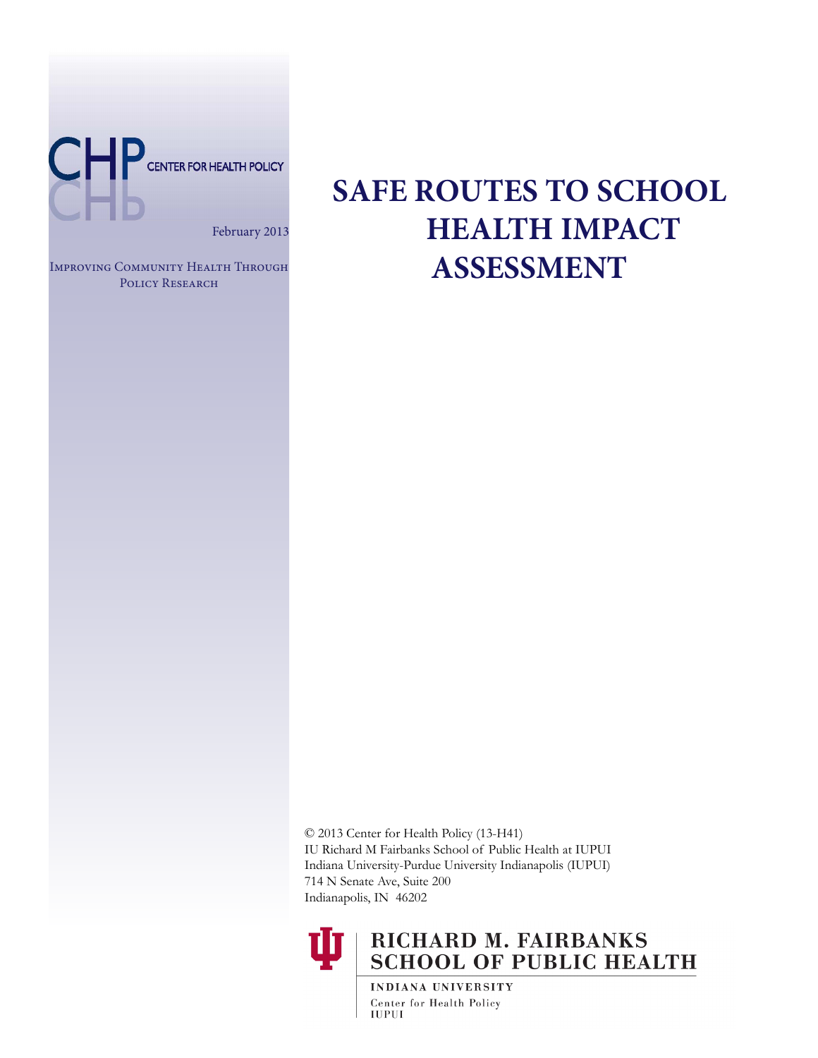CHP CENTER FOR HEALTH POLICY

February 2013

Improving Community Health Through Policy Research

# SAFE ROUTES TO SCHOOL HEALTH IMPACT ASSESSMENT

© 2013 Center for Health Policy (13-H41)
IU Richard M Fairbanks School of Public Health at IUPUI
Indiana University-Purdue University Indianapolis (IUPUI)
714 N Senate Ave, Suite 200
Indianapolis, IN 46202

RICHARD M. FAIRBANKS SCHOOL OF PUBLIC HEALTH
INDIANA UNIVERSITY
Center for Health Policy
IUPUI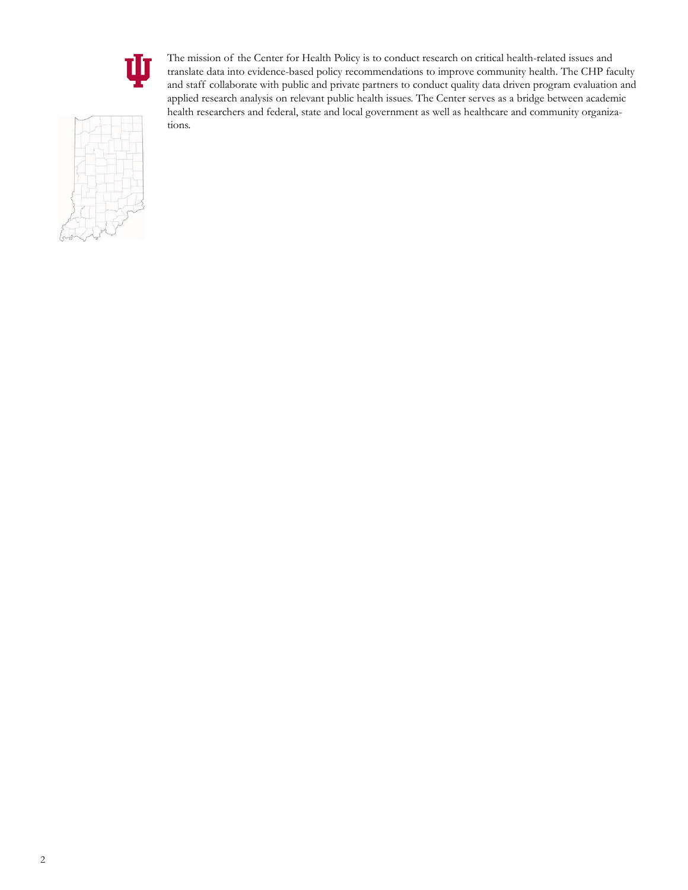The mission of the Center for Health Policy is to conduct research on critical health-related issues and translate data into evidence-based policy recommendations to improve community health. The CHP faculty and staff collaborate with public and private partners to conduct quality data driven program evaluation and applied research analysis on relevant public health issues. The Center serves as a bridge between academic health researchers and federal, state and local government as well as healthcare and community organizations.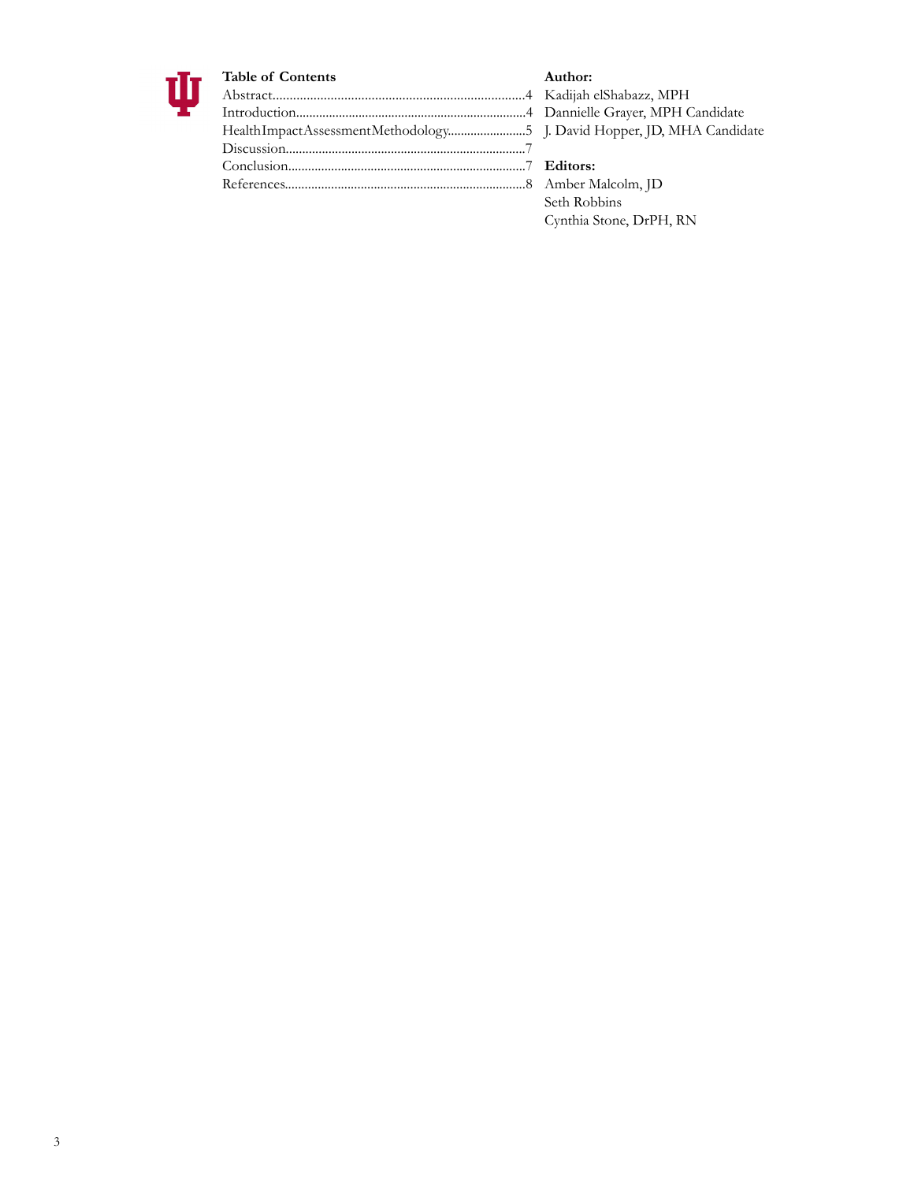## Table of Contents

Abstract..........................................................................4
Introduction.....................................................................4
HealthImpactAssessmentMethodology........................5
Discussion........................................................................7
Conclusion.......................................................................7
References........................................................................8

**Author:**
Kadijah elShabazz, MPH
Dannielle Grayer, MPH Candidate
J. David Hopper, JD, MHA Candidate

**Editors:**
Amber Malcolm, JD
Seth Robbins
Cynthia Stone, DrPH, RN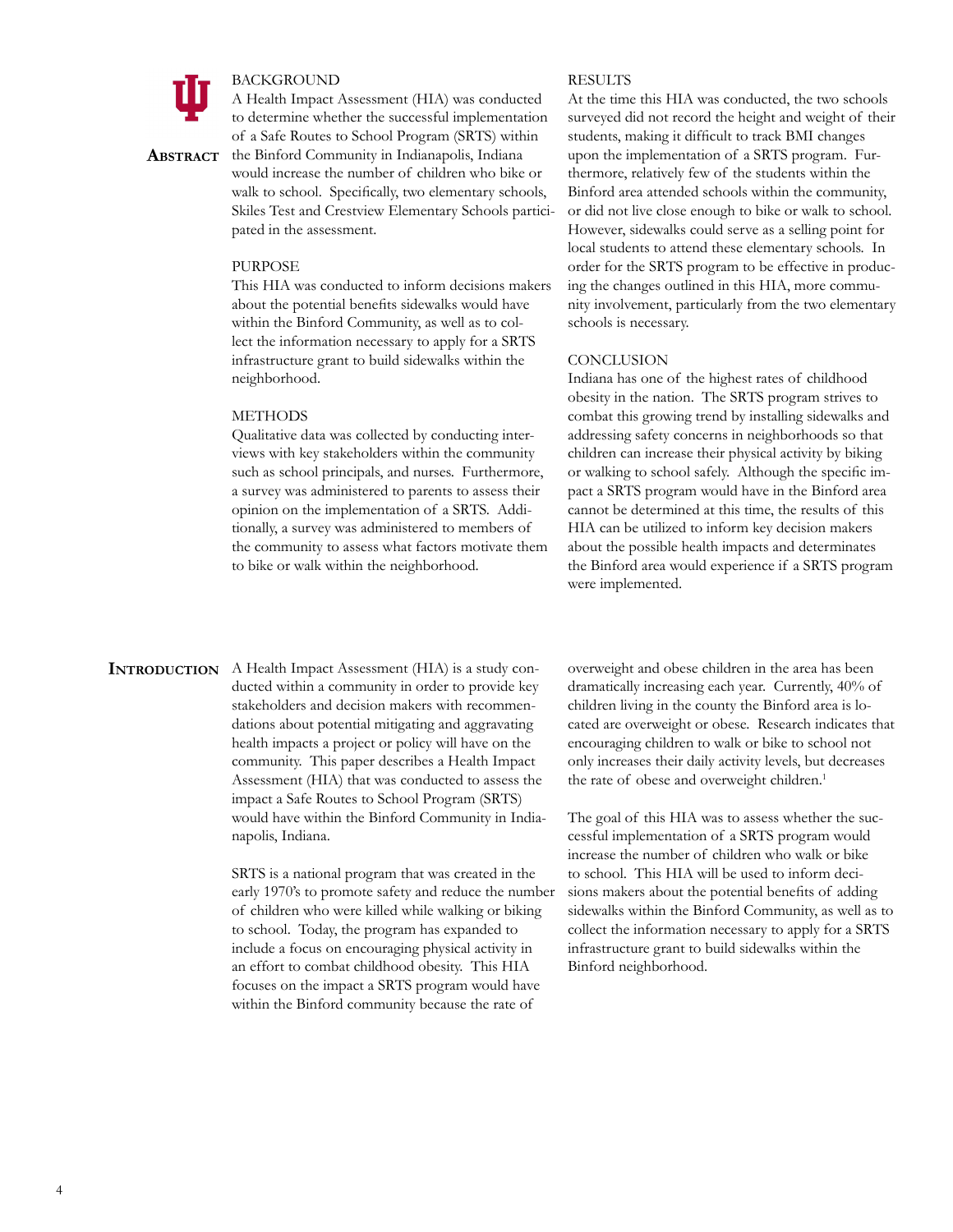## Abstract

### BACKGROUND

A Health Impact Assessment (HIA) was conducted to determine whether the successful implementation of a Safe Routes to School Program (SRTS) within the Binford Community in Indianapolis, Indiana would increase the number of children who bike or walk to school. Specifically, two elementary schools, Skiles Test and Crestview Elementary Schools participated in the assessment.

### PURPOSE

This HIA was conducted to inform decisions makers about the potential benefits sidewalks would have within the Binford Community, as well as to collect the information necessary to apply for a SRTS infrastructure grant to build sidewalks within the neighborhood.

### METHODS

Qualitative data was collected by conducting interviews with key stakeholders within the community such as school principals, and nurses. Furthermore, a survey was administered to parents to assess their opinion on the implementation of a SRTS. Additionally, a survey was administered to members of the community to assess what factors motivate them to bike or walk within the neighborhood.

### RESULTS

At the time this HIA was conducted, the two schools surveyed did not record the height and weight of their students, making it difficult to track BMI changes upon the implementation of a SRTS program. Furthermore, relatively few of the students within the Binford area attended schools within the community, or did not live close enough to bike or walk to school. However, sidewalks could serve as a selling point for local students to attend these elementary schools. In order for the SRTS program to be effective in producing the changes outlined in this HIA, more community involvement, particularly from the two elementary schools is necessary.

### CONCLUSION

Indiana has one of the highest rates of childhood obesity in the nation. The SRTS program strives to combat this growing trend by installing sidewalks and addressing safety concerns in neighborhoods so that children can increase their physical activity by biking or walking to school safely. Although the specific impact a SRTS program would have in the Binford area cannot be determined at this time, the results of this HIA can be utilized to inform key decision makers about the possible health impacts and determinates the Binford area would experience if a SRTS program were implemented.

## Introduction

A Health Impact Assessment (HIA) is a study conducted within a community in order to provide key stakeholders and decision makers with recommendations about potential mitigating and aggravating health impacts a project or policy will have on the community. This paper describes a Health Impact Assessment (HIA) that was conducted to assess the impact a Safe Routes to School Program (SRTS) would have within the Binford Community in Indianapolis, Indiana.

SRTS is a national program that was created in the early 1970's to promote safety and reduce the number of children who were killed while walking or biking to school. Today, the program has expanded to include a focus on encouraging physical activity in an effort to combat childhood obesity. This HIA focuses on the impact a SRTS program would have within the Binford community because the rate of overweight and obese children in the area has been dramatically increasing each year. Currently, 40% of children living in the county the Binford area is located are overweight or obese. Research indicates that encouraging children to walk or bike to school not only increases their daily activity levels, but decreases the rate of obese and overweight children.[1]

The goal of this HIA was to assess whether the successful implementation of a SRTS program would increase the number of children who walk or bike to school. This HIA will be used to inform decisions makers about the potential benefits of adding sidewalks within the Binford Community, as well as to collect the information necessary to apply for a SRTS infrastructure grant to build sidewalks within the Binford neighborhood.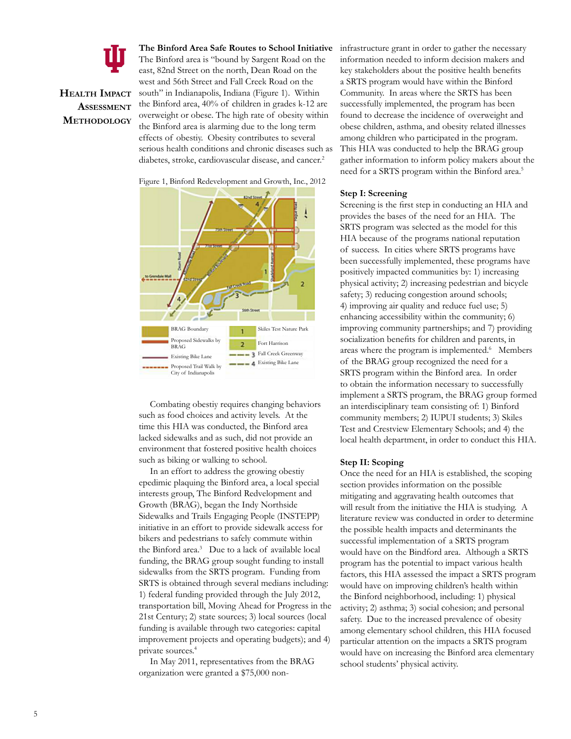# Health Impact Assessment Methodology

**The Binford Area Safe Routes to School Initiative**

The Binford area is "bound by Sargent Road on the east, 82nd Street on the north, Dean Road on the west and 56th Street and Fall Creek Road on the south" in Indianapolis, Indiana (Figure 1). Within the Binford area, 40% of children in grades k-12 are overweight or obese. The high rate of obesity within the Binford area is alarming due to the long term effects of obestiy. Obesity contributes to several serious health conditions and chronic diseases such as diabetes, stroke, cardiovascular disease, and cancer.[2]

Figure 1, Binford Redevelopment and Growth, Inc., 2012

| | | | |
|---|---|---|---|
| | BRAG Boundary | 1 | Skiles Test Nature Park |
| | Proposed Sidewalks by BRAG | 2 | Fort Harrison |
| | Existing Bike Lane | 3 | Fall Creek Greenway |
| | Proposed Trail Walk by City of Indianapolis | 4 | Existing Bike Lane |

Combating obestiy requires changing behaviors such as food choices and activity levels. At the time this HIA was conducted, the Binford area lacked sidewalks and as such, did not provide an environment that fostered positive health choices such as biking or walking to school.

In an effort to address the growing obestiy epedimic plaquing the Binford area, a local special interests group, The Binford Redvelopment and Growth (BRAG), began the Indy Northside Sidewalks and Trails Engaging People (INSTEPP) initiative in an effort to provide sidewalk access for bikers and pedestrians to safely commute within the Binford area.[3] Due to a lack of available local funding, the BRAG group sought funding to install sidewalks from the SRTS program. Funding from SRTS is obtained through several medians including: 1) federal funding provided through the July 2012, transportation bill, Moving Ahead for Progress in the 21st Century; 2) state sources; 3) local sources (local funding is available through two categories: capital improvement projects and operating budgets); and 4) private sources.[4]

In May 2011, representatives from the BRAG organization were granted a $75,000 non-infrastructure grant in order to gather the necessary information needed to inform decision makers and key stakeholders about the positive health benefits a SRTS program would have within the Binford Community. In areas where the SRTS has been successfully implemented, the program has been found to decrease the incidence of overweight and obese children, asthma, and obesity related illnesses among children who participated in the program. This HIA was conducted to help the BRAG group gather information to inform policy makers about the need for a SRTS program within the Binford area.[5]

### Step I: Screening

Screening is the first step in conducting an HIA and provides the bases of the need for an HIA. The SRTS program was selected as the model for this HIA because of the programs national reputation of success. In cities where SRTS programs have been successfully implemented, these programs have positively impacted communities by: 1) increasing physical activity; 2) increasing pedestrian and bicycle safety; 3) reducing congestion around schools; 4) improving air quality and reduce fuel use; 5) enhancing accessibility within the community; 6) improving community partnerships; and 7) providing socialization benefits for children and parents, in areas where the program is implemented.[6] Members of the BRAG group recognized the need for a SRTS program within the Binford area. In order to obtain the information necessary to successfully implement a SRTS program, the BRAG group formed an interdisciplinary team consisting of: 1) Binford community members; 2) IUPUI students; 3) Skiles Test and Crestview Elementary Schools; and 4) the local health department, in order to conduct this HIA.

### Step II: Scoping

Once the need for an HIA is established, the scoping section provides information on the possible mitigating and aggravating health outcomes that will result from the initiative the HIA is studying. A literature review was conducted in order to determine the possible health impacts and determinants the successful implementation of a SRTS program would have on the Bindford area. Although a SRTS program has the potential to impact various health factors, this HIA assessed the impact a SRTS program would have on improving children's health within the Binford neighborhood, including: 1) physical activity; 2) asthma; 3) social cohesion; and personal safety. Due to the increased prevalence of obesity among elementary school children, this HIA focused particular attention on the impacts a SRTS program would have on increasing the Binford area elementary school students' physical activity.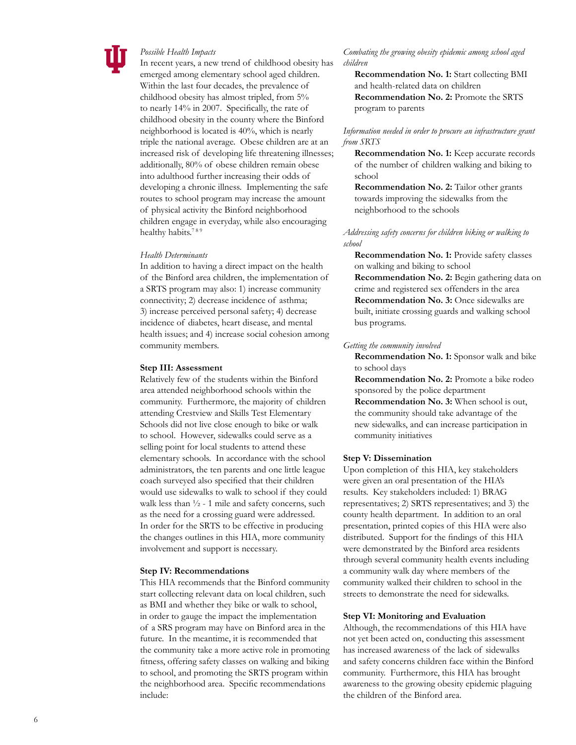*Possible Health Impacts*

In recent years, a new trend of childhood obesity has emerged among elementary school aged children. Within the last four decades, the prevalence of childhood obesity has almost tripled, from 5% to nearly 14% in 2007. Specifically, the rate of childhood obesity in the county where the Binford neighborhood is located is 40%, which is nearly triple the national average. Obese children are at an increased risk of developing life threatening illnesses; additionally, 80% of obese children remain obese into adulthood further increasing their odds of developing a chronic illness. Implementing the safe routes to school program may increase the amount of physical activity the Binford neighborhood children engage in everyday, while also encouraging healthy habits.[7 8 9]

*Health Determinants*

In addition to having a direct impact on the health of the Binford area children, the implementation of a SRTS program may also: 1) increase community connectivity; 2) decrease incidence of asthma; 3) increase perceived personal safety; 4) decrease incidence of diabetes, heart disease, and mental health issues; and 4) increase social cohesion among community members.

**Step III: Assessment**

Relatively few of the students within the Binford area attended neighborhood schools within the community. Furthermore, the majority of children attending Crestview and Skills Test Elementary Schools did not live close enough to bike or walk to school. However, sidewalks could serve as a selling point for local students to attend these elementary schools. In accordance with the school administrators, the ten parents and one little league coach surveyed also specified that their children would use sidewalks to walk to school if they could walk less than ½ - 1 mile and safety concerns, such as the need for a crossing guard were addressed. In order for the SRTS to be effective in producing the changes outlines in this HIA, more community involvement and support is necessary.

**Step IV: Recommendations**

This HIA recommends that the Binford community start collecting relevant data on local children, such as BMI and whether they bike or walk to school, in order to gauge the impact the implementation of a SRS program may have on Binford area in the future. In the meantime, it is recommended that the community take a more active role in promoting fitness, offering safety classes on walking and biking to school, and promoting the SRTS program within the neighborhood area. Specific recommendations include:

*Combating the growing obesity epidemic among school aged children*

- **Recommendation No. 1:** Start collecting BMI and health-related data on children
- **Recommendation No. 2:** Promote the SRTS program to parents

*Information needed in order to procure an infrastructure grant from SRTS*

- **Recommendation No. 1:** Keep accurate records of the number of children walking and biking to school
- **Recommendation No. 2:** Tailor other grants towards improving the sidewalks from the neighborhood to the schools

*Addressing safety concerns for children biking or walking to school*

- **Recommendation No. 1:** Provide safety classes on walking and biking to school
- **Recommendation No. 2:** Begin gathering data on crime and registered sex offenders in the area
- **Recommendation No. 3:** Once sidewalks are built, initiate crossing guards and walking school bus programs.

*Getting the community involved*

- **Recommendation No. 1:** Sponsor walk and bike to school days
- **Recommendation No. 2:** Promote a bike rodeo sponsored by the police department
- **Recommendation No. 3:** When school is out, the community should take advantage of the new sidewalks, and can increase participation in community initiatives

**Step V: Dissemination**

Upon completion of this HIA, key stakeholders were given an oral presentation of the HIA's results. Key stakeholders included: 1) BRAG representatives; 2) SRTS representatives; and 3) the county health department. In addition to an oral presentation, printed copies of this HIA were also distributed. Support for the findings of this HIA were demonstrated by the Binford area residents through several community health events including a community walk day where members of the community walked their children to school in the streets to demonstrate the need for sidewalks.

**Step VI: Monitoring and Evaluation**

Although, the recommendations of this HIA have not yet been acted on, conducting this assessment has increased awareness of the lack of sidewalks and safety concerns children face within the Binford community. Furthermore, this HIA has brought awareness to the growing obesity epidemic plaguing the children of the Binford area.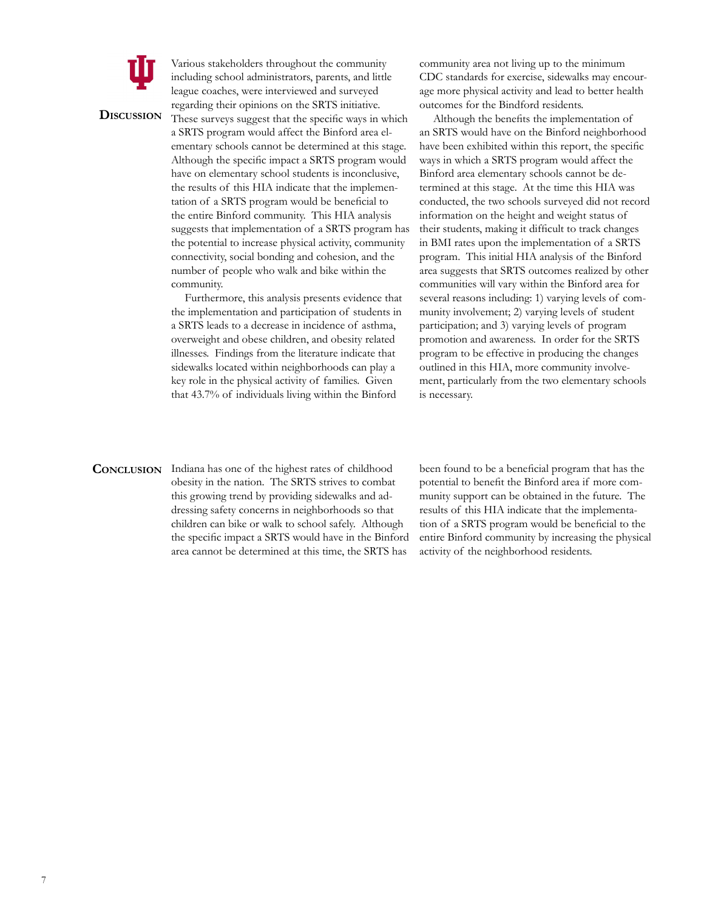## Discussion

Various stakeholders throughout the community including school administrators, parents, and little league coaches, were interviewed and surveyed regarding their opinions on the SRTS initiative. These surveys suggest that the specific ways in which a SRTS program would affect the Binford area elementary schools cannot be determined at this stage. Although the specific impact a SRTS program would have on elementary school students is inconclusive, the results of this HIA indicate that the implementation of a SRTS program would be beneficial to the entire Binford community. This HIA analysis suggests that implementation of a SRTS program has the potential to increase physical activity, community connectivity, social bonding and cohesion, and the number of people who walk and bike within the community.

Furthermore, this analysis presents evidence that the implementation and participation of students in a SRTS leads to a decrease in incidence of asthma, overweight and obese children, and obesity related illnesses. Findings from the literature indicate that sidewalks located within neighborhoods can play a key role in the physical activity of families. Given that 43.7% of individuals living within the Binford community area not living up to the minimum CDC standards for exercise, sidewalks may encourage more physical activity and lead to better health outcomes for the Bindford residents.

Although the benefits the implementation of an SRTS would have on the Binford neighborhood have been exhibited within this report, the specific ways in which a SRTS program would affect the Binford area elementary schools cannot be determined at this stage. At the time this HIA was conducted, the two schools surveyed did not record information on the height and weight status of their students, making it difficult to track changes in BMI rates upon the implementation of a SRTS program. This initial HIA analysis of the Binford area suggests that SRTS outcomes realized by other communities will vary within the Binford area for several reasons including: 1) varying levels of community involvement; 2) varying levels of student participation; and 3) varying levels of program promotion and awareness. In order for the SRTS program to be effective in producing the changes outlined in this HIA, more community involvement, particularly from the two elementary schools is necessary.

## Conclusion

Indiana has one of the highest rates of childhood obesity in the nation. The SRTS strives to combat this growing trend by providing sidewalks and addressing safety concerns in neighborhoods so that children can bike or walk to school safely. Although the specific impact a SRTS would have in the Binford area cannot be determined at this time, the SRTS has been found to be a beneficial program that has the potential to benefit the Binford area if more community support can be obtained in the future. The results of this HIA indicate that the implementation of a SRTS program would be beneficial to the entire Binford community by increasing the physical activity of the neighborhood residents.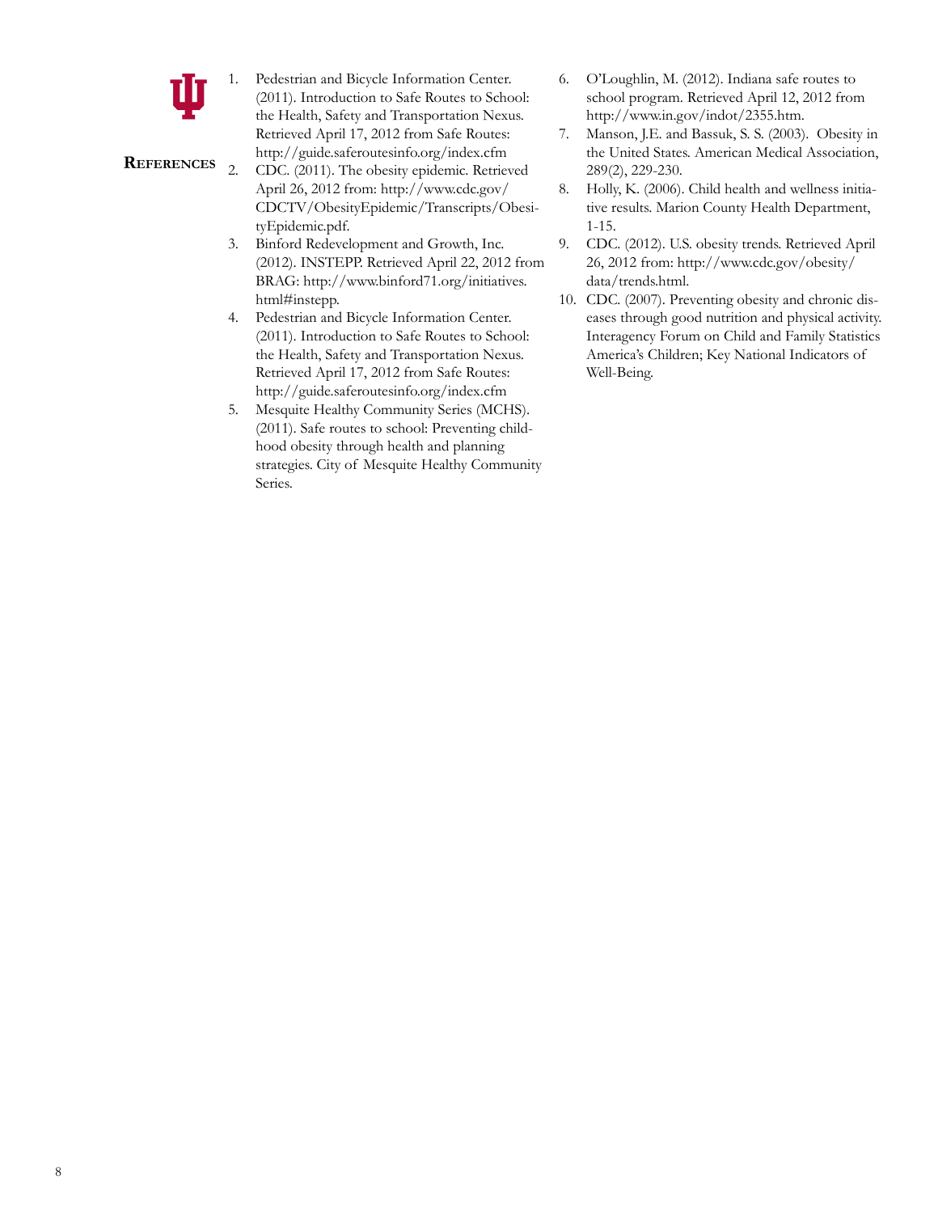## References

1. Pedestrian and Bicycle Information Center. (2011). Introduction to Safe Routes to School: the Health, Safety and Transportation Nexus. Retrieved April 17, 2012 from Safe Routes: http://guide.saferoutesinfo.org/index.cfm
2. CDC. (2011). The obesity epidemic. Retrieved April 26, 2012 from: http://www.cdc.gov/CDCTV/ObesityEpidemic/Transcripts/ObesityEpidemic.pdf.
3. Binford Redevelopment and Growth, Inc. (2012). INSTEPP. Retrieved April 22, 2012 from BRAG: http://www.binford71.org/initiatives.html#instepp.
4. Pedestrian and Bicycle Information Center. (2011). Introduction to Safe Routes to School: the Health, Safety and Transportation Nexus. Retrieved April 17, 2012 from Safe Routes: http://guide.saferoutesinfo.org/index.cfm
5. Mesquite Healthy Community Series (MCHS). (2011). Safe routes to school: Preventing childhood obesity through health and planning strategies. City of Mesquite Healthy Community Series.
6. O'Loughlin, M. (2012). Indiana safe routes to school program. Retrieved April 12, 2012 from http://www.in.gov/indot/2355.htm.
7. Manson, J.E. and Bassuk, S. S. (2003). Obesity in the United States. American Medical Association, 289(2), 229-230.
8. Holly, K. (2006). Child health and wellness initiative results. Marion County Health Department, 1-15.
9. CDC. (2012). U.S. obesity trends. Retrieved April 26, 2012 from: http://www.cdc.gov/obesity/data/trends.html.
10. CDC. (2007). Preventing obesity and chronic diseases through good nutrition and physical activity. Interagency Forum on Child and Family Statistics America's Children; Key National Indicators of Well-Being.